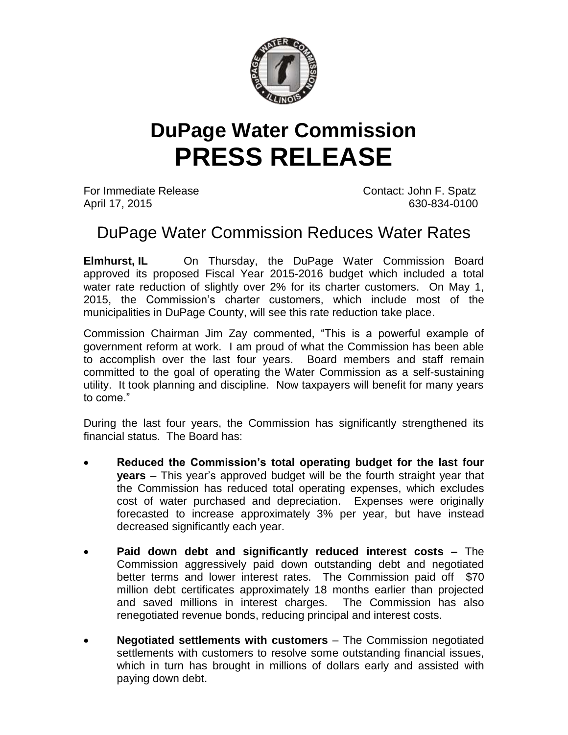# DuPage Water Commission
# PRESS RELEASE

For Immediate Release
April 17, 2015

Contact: John F. Spatz
630-834-0100

## DuPage Water Commission Reduces Water Rates

**Elmhurst, IL** On Thursday, the DuPage Water Commission Board approved its proposed Fiscal Year 2015-2016 budget which included a total water rate reduction of slightly over 2% for its charter customers. On May 1, 2015, the Commission's charter customers, which include most of the municipalities in DuPage County, will see this rate reduction take place.

Commission Chairman Jim Zay commented, "This is a powerful example of government reform at work. I am proud of what the Commission has been able to accomplish over the last four years. Board members and staff remain committed to the goal of operating the Water Commission as a self-sustaining utility. It took planning and discipline. Now taxpayers will benefit for many years to come."

During the last four years, the Commission has significantly strengthened its financial status. The Board has:

- **Reduced the Commission's total operating budget for the last four years** – This year's approved budget will be the fourth straight year that the Commission has reduced total operating expenses, which excludes cost of water purchased and depreciation. Expenses were originally forecasted to increase approximately 3% per year, but have instead decreased significantly each year.
- **Paid down debt and significantly reduced interest costs –** The Commission aggressively paid down outstanding debt and negotiated better terms and lower interest rates. The Commission paid off $70 million debt certificates approximately 18 months earlier than projected and saved millions in interest charges. The Commission has also renegotiated revenue bonds, reducing principal and interest costs.
- **Negotiated settlements with customers** – The Commission negotiated settlements with customers to resolve some outstanding financial issues, which in turn has brought in millions of dollars early and assisted with paying down debt.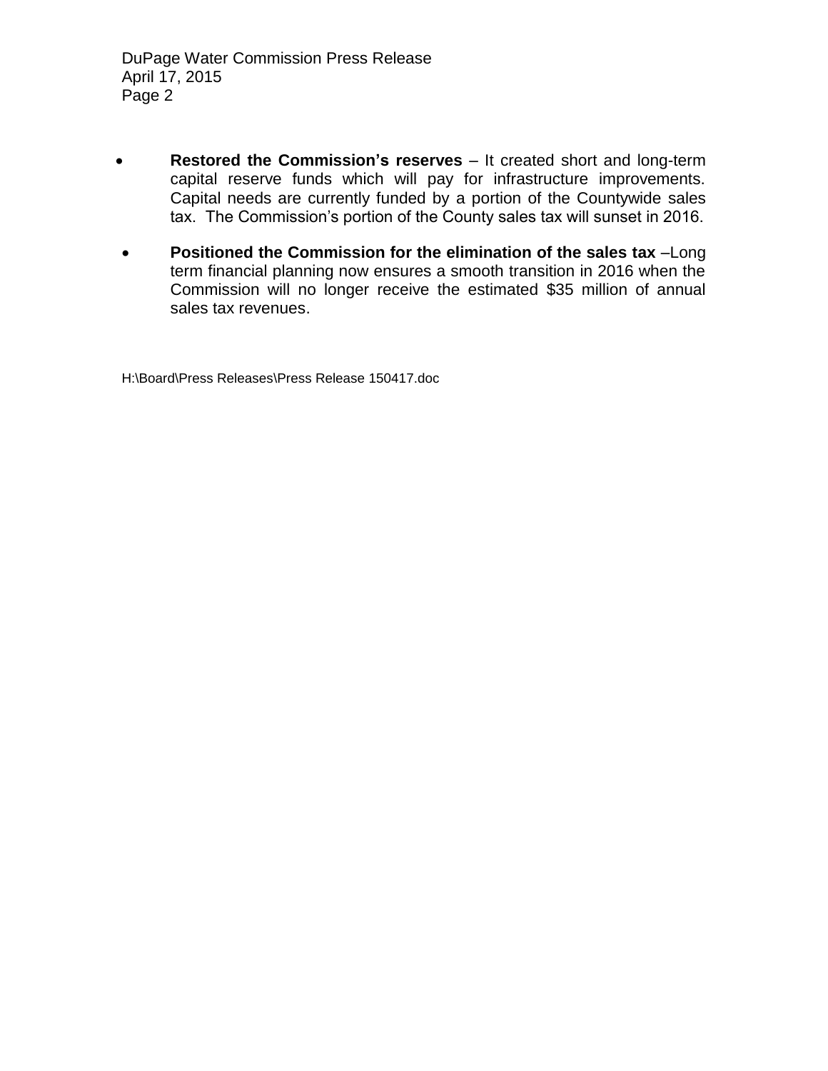- **Restored the Commission's reserves** – It created short and long-term capital reserve funds which will pay for infrastructure improvements. Capital needs are currently funded by a portion of the Countywide sales tax. The Commission's portion of the County sales tax will sunset in 2016.

- **Positioned the Commission for the elimination of the sales tax** –Long term financial planning now ensures a smooth transition in 2016 when the Commission will no longer receive the estimated $35 million of annual sales tax revenues.

H:\Board\Press Releases\Press Release 150417.doc